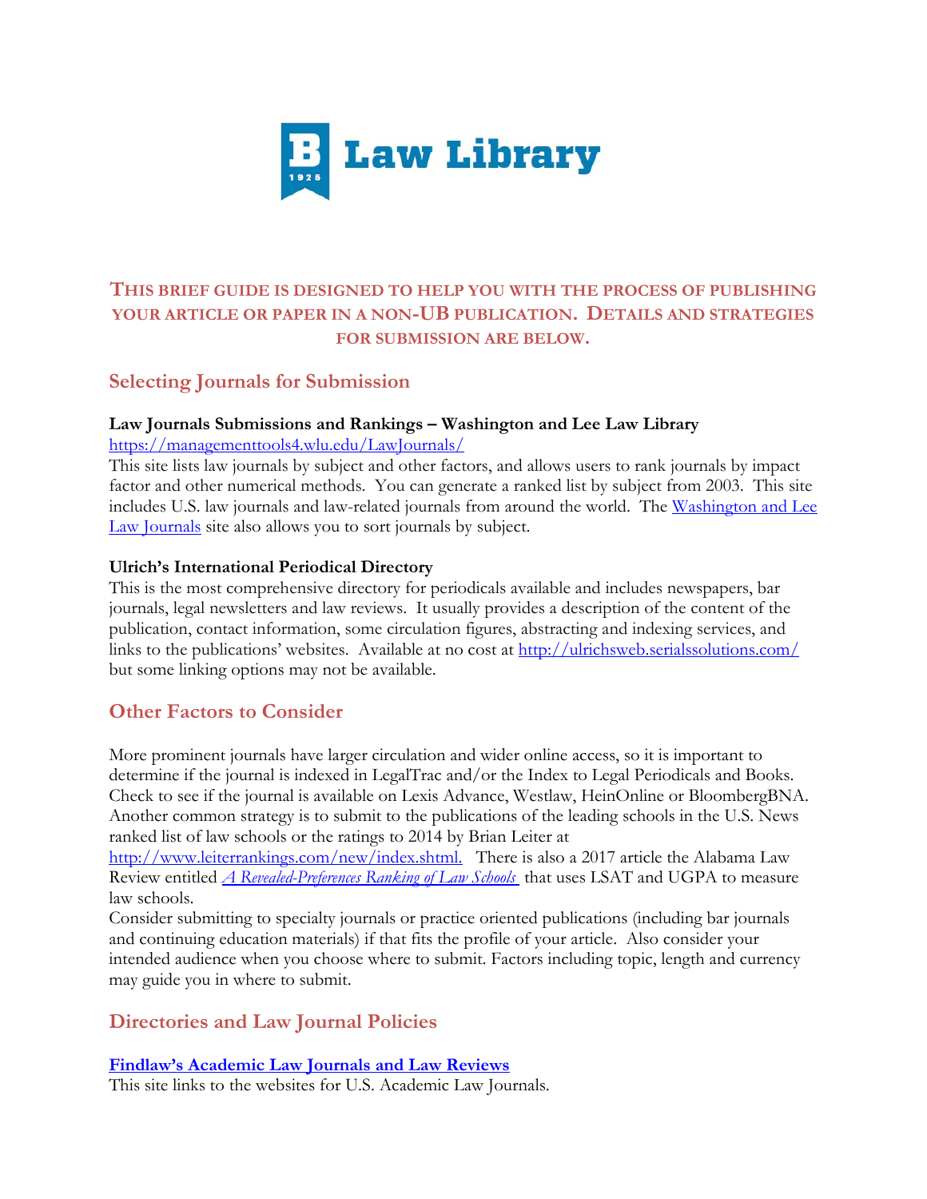# Law Library

**THIS BRIEF GUIDE IS DESIGNED TO HELP YOU WITH THE PROCESS OF PUBLISHING YOUR ARTICLE OR PAPER IN A NON-UB PUBLICATION. DETAILS AND STRATEGIES FOR SUBMISSION ARE BELOW.**

## Selecting Journals for Submission

**Law Journals Submissions and Rankings – Washington and Lee Law Library**
https://managementtools4.wlu.edu/LawJournals/
This site lists law journals by subject and other factors, and allows users to rank journals by impact factor and other numerical methods. You can generate a ranked list by subject from 2003. This site includes U.S. law journals and law-related journals from around the world. The Washington and Lee Law Journals site also allows you to sort journals by subject.

**Ulrich's International Periodical Directory**
This is the most comprehensive directory for periodicals available and includes newspapers, bar journals, legal newsletters and law reviews. It usually provides a description of the content of the publication, contact information, some circulation figures, abstracting and indexing services, and links to the publications' websites. Available at no cost at http://ulrichsweb.serialssolutions.com/ but some linking options may not be available.

## Other Factors to Consider

More prominent journals have larger circulation and wider online access, so it is important to determine if the journal is indexed in LegalTrac and/or the Index to Legal Periodicals and Books. Check to see if the journal is available on Lexis Advance, Westlaw, HeinOnline or BloombergBNA. Another common strategy is to submit to the publications of the leading schools in the U.S. News ranked list of law schools or the ratings to 2014 by Brian Leiter at http://www.leiterrankings.com/new/index.shtml. There is also a 2017 article the Alabama Law Review entitled *A Revealed-Preferences Ranking of Law Schools* that uses LSAT and UGPA to measure law schools.
Consider submitting to specialty journals or practice oriented publications (including bar journals and continuing education materials) if that fits the profile of your article. Also consider your intended audience when you choose where to submit. Factors including topic, length and currency may guide you in where to submit.

## Directories and Law Journal Policies

**Findlaw's Academic Law Journals and Law Reviews**
This site links to the websites for U.S. Academic Law Journals.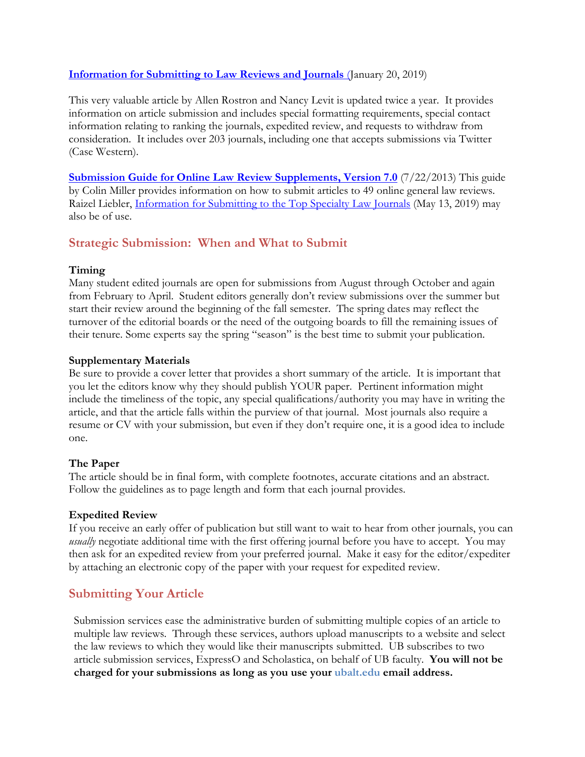**[Information for Submitting to Law Reviews and Journals](#)** (January 20, 2019)

This very valuable article by Allen Rostron and Nancy Levit is updated twice a year. It provides information on article submission and includes special formatting requirements, special contact information relating to ranking the journals, expedited review, and requests to withdraw from consideration. It includes over 203 journals, including one that accepts submissions via Twitter (Case Western).

**[Submission Guide for Online Law Review Supplements, Version 7.0](#)** (7/22/2013) This guide by Colin Miller provides information on how to submit articles to 49 online general law reviews. Raizel Liebler, [Information for Submitting to the Top Specialty Law Journals](#) (May 13, 2019) may also be of use.

## Strategic Submission: When and What to Submit

**Timing**
Many student edited journals are open for submissions from August through October and again from February to April. Student editors generally don't review submissions over the summer but start their review around the beginning of the fall semester. The spring dates may reflect the turnover of the editorial boards or the need of the outgoing boards to fill the remaining issues of their tenure. Some experts say the spring "season" is the best time to submit your publication.

**Supplementary Materials**
Be sure to provide a cover letter that provides a short summary of the article. It is important that you let the editors know why they should publish YOUR paper. Pertinent information might include the timeliness of the topic, any special qualifications/authority you may have in writing the article, and that the article falls within the purview of that journal. Most journals also require a resume or CV with your submission, but even if they don't require one, it is a good idea to include one.

**The Paper**
The article should be in final form, with complete footnotes, accurate citations and an abstract. Follow the guidelines as to page length and form that each journal provides.

**Expedited Review**
If you receive an early offer of publication but still want to wait to hear from other journals, you can *usually* negotiate additional time with the first offering journal before you have to accept. You may then ask for an expedited review from your preferred journal. Make it easy for the editor/expediter by attaching an electronic copy of the paper with your request for expedited review.

## Submitting Your Article

Submission services ease the administrative burden of submitting multiple copies of an article to multiple law reviews. Through these services, authors upload manuscripts to a website and select the law reviews to which they would like their manuscripts submitted. UB subscribes to two article submission services, ExpressO and Scholastica, on behalf of UB faculty. **You will not be charged for your submissions as long as you use your ubalt.edu email address.**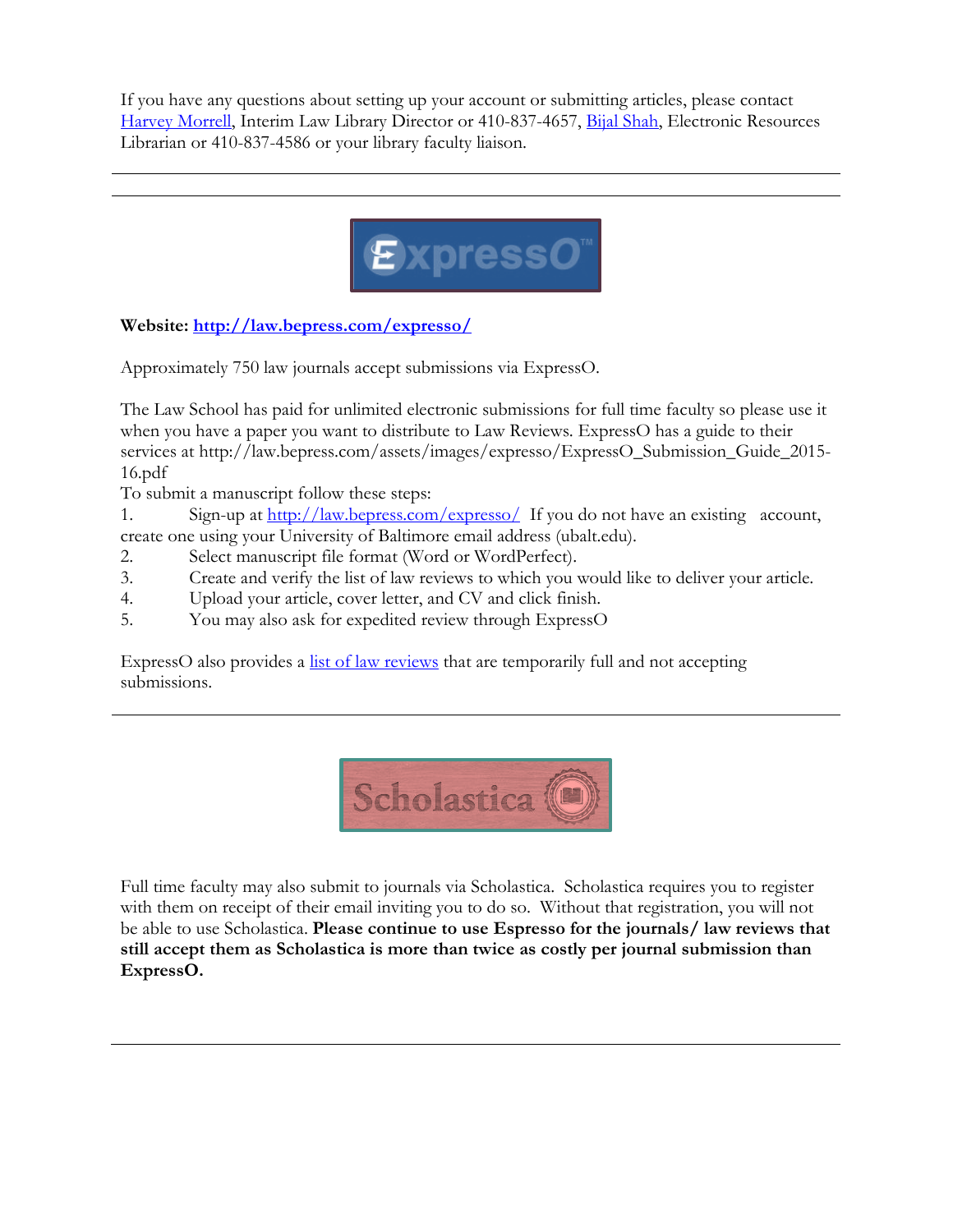If you have any questions about setting up your account or submitting articles, please contact Harvey Morrell, Interim Law Library Director or 410-837-4657, Bijal Shah, Electronic Resources Librarian or 410-837-4586 or your library faculty liaison.

---

ExpressO

**Website: http://law.bepress.com/expresso/**

Approximately 750 law journals accept submissions via ExpressO.

The Law School has paid for unlimited electronic submissions for full time faculty so please use it when you have a paper you want to distribute to Law Reviews. ExpressO has a guide to their services at http://law.bepress.com/assets/images/expresso/ExpressO_Submission_Guide_2015-16.pdf

To submit a manuscript follow these steps:

1. Sign-up at http://law.bepress.com/expresso/ If you do not have an existing account, create one using your University of Baltimore email address (ubalt.edu).
2. Select manuscript file format (Word or WordPerfect).
3. Create and verify the list of law reviews to which you would like to deliver your article.
4. Upload your article, cover letter, and CV and click finish.
5. You may also ask for expedited review through ExpressO

ExpressO also provides a list of law reviews that are temporarily full and not accepting submissions.

---

Scholastica

Full time faculty may also submit to journals via Scholastica. Scholastica requires you to register with them on receipt of their email inviting you to do so. Without that registration, you will not be able to use Scholastica. **Please continue to use Espresso for the journals/ law reviews that still accept them as Scholastica is more than twice as costly per journal submission than ExpressO.**

---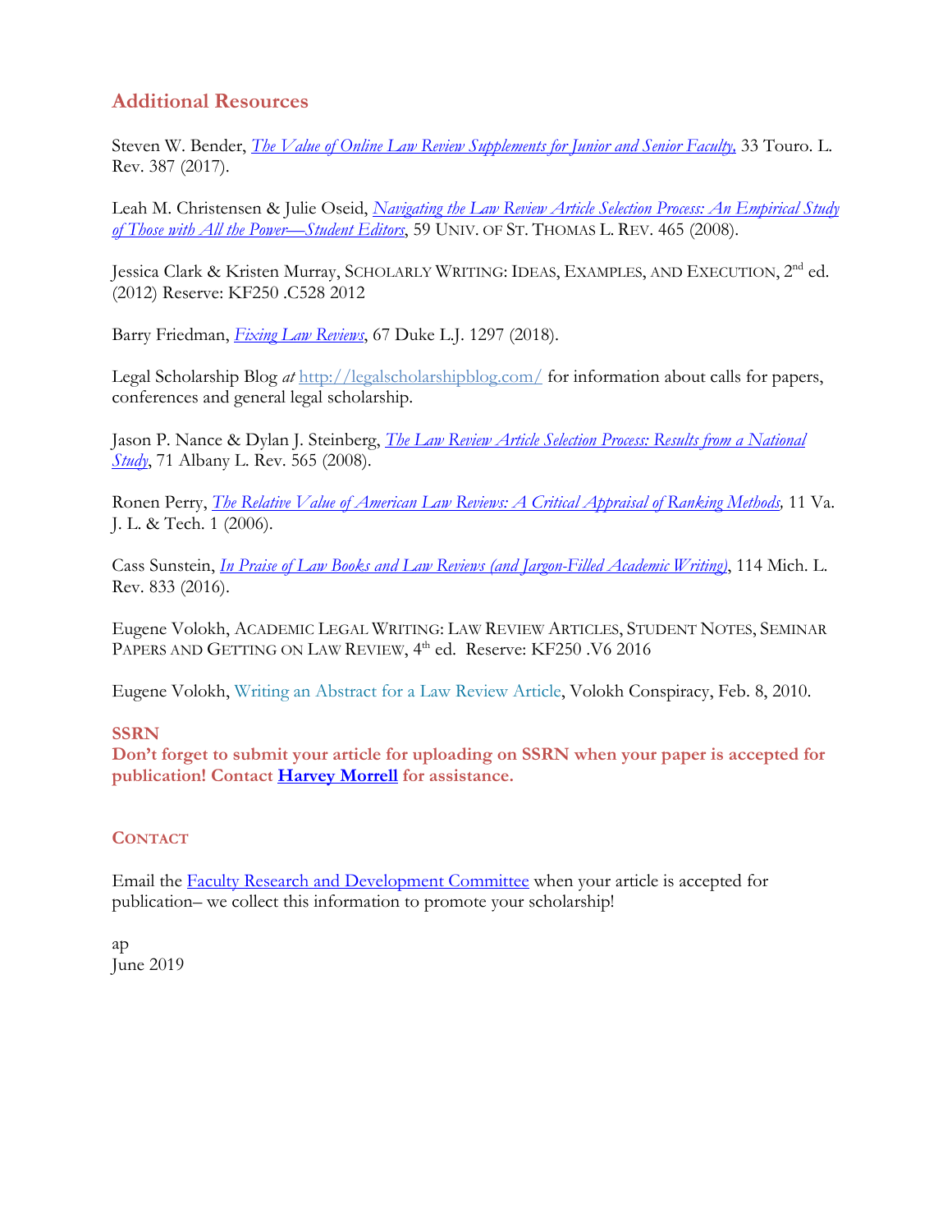## Additional Resources

Steven W. Bender, *The Value of Online Law Review Supplements for Junior and Senior Faculty,* 33 Touro. L. Rev. 387 (2017).

Leah M. Christensen & Julie Oseid, *Navigating the Law Review Article Selection Process: An Empirical Study of Those with All the Power—Student Editors*, 59 UNIV. OF ST. THOMAS L. REV. 465 (2008).

Jessica Clark & Kristen Murray, SCHOLARLY WRITING: IDEAS, EXAMPLES, AND EXECUTION, 2nd ed. (2012) Reserve: KF250 .C528 2012

Barry Friedman, *Fixing Law Reviews*, 67 Duke L.J. 1297 (2018).

Legal Scholarship Blog *at* http://legalscholarshipblog.com/ for information about calls for papers, conferences and general legal scholarship.

Jason P. Nance & Dylan J. Steinberg, *The Law Review Article Selection Process: Results from a National Study*, 71 Albany L. Rev. 565 (2008).

Ronen Perry, *The Relative Value of American Law Reviews: A Critical Appraisal of Ranking Methods,* 11 Va. J. L. & Tech. 1 (2006).

Cass Sunstein, *In Praise of Law Books and Law Reviews (and Jargon-Filled Academic Writing)*, 114 Mich. L. Rev. 833 (2016).

Eugene Volokh, ACADEMIC LEGAL WRITING: LAW REVIEW ARTICLES, STUDENT NOTES, SEMINAR PAPERS AND GETTING ON LAW REVIEW, 4th ed. Reserve: KF250 .V6 2016

Eugene Volokh, Writing an Abstract for a Law Review Article, Volokh Conspiracy, Feb. 8, 2010.

**SSRN**

**Don't forget to submit your article for uploading on SSRN when your paper is accepted for publication! Contact Harvey Morrell for assistance.**

## CONTACT

Email the Faculty Research and Development Committee when your article is accepted for publication– we collect this information to promote your scholarship!

ap
June 2019